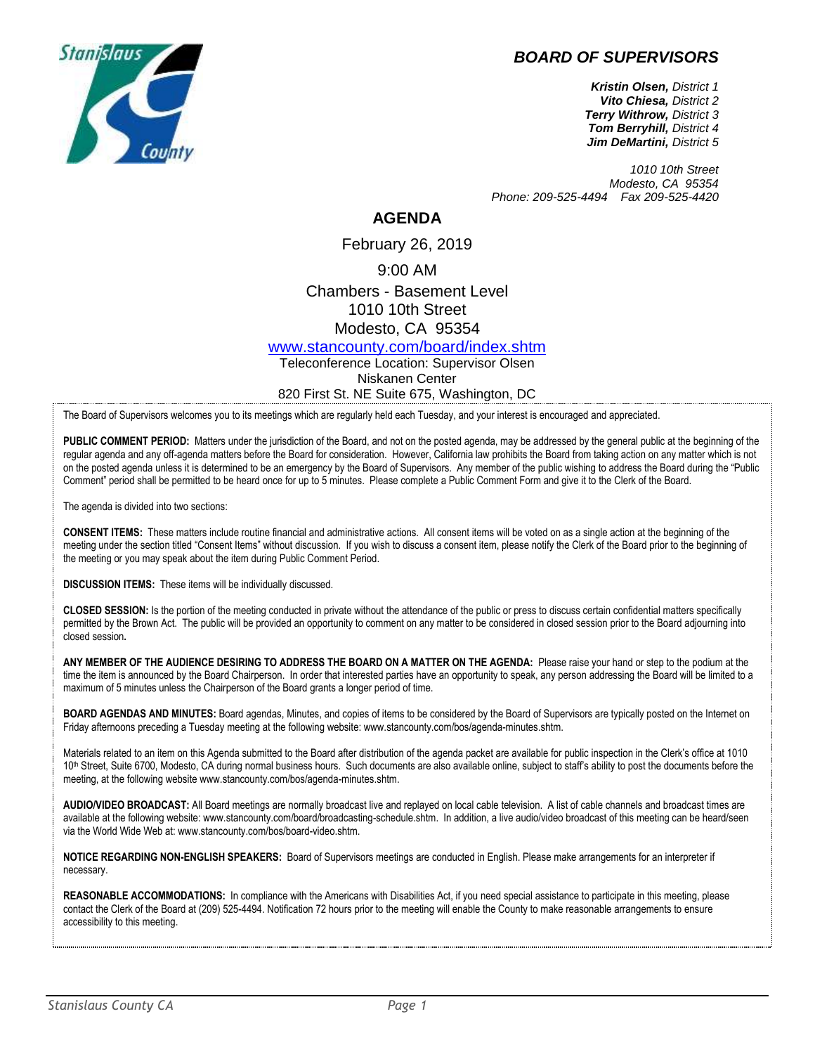## BOARD OF SUPERVISORS

***Kristin Olsen,*** *District 1*
***Vito Chiesa,*** *District 2*
***Terry Withrow,*** *District 3*
***Tom Berryhill,*** *District 4*
***Jim DeMartini,*** *District 5*

*1010 10th Street*
*Modesto, CA 95354*
*Phone: 209-525-4494 Fax 209-525-4420*

# AGENDA

February 26, 2019

9:00 AM

Chambers - Basement Level
1010 10th Street
Modesto, CA 95354

www.stancounty.com/board/index.shtm

Teleconference Location: Supervisor Olsen
Niskanen Center
820 First St. NE Suite 675, Washington, DC

The Board of Supervisors welcomes you to its meetings which are regularly held each Tuesday, and your interest is encouraged and appreciated.

**PUBLIC COMMENT PERIOD:** Matters under the jurisdiction of the Board, and not on the posted agenda, may be addressed by the general public at the beginning of the regular agenda and any off-agenda matters before the Board for consideration. However, California law prohibits the Board from taking action on any matter which is not on the posted agenda unless it is determined to be an emergency by the Board of Supervisors. Any member of the public wishing to address the Board during the "Public Comment" period shall be permitted to be heard once for up to 5 minutes. Please complete a Public Comment Form and give it to the Clerk of the Board.

The agenda is divided into two sections:

**CONSENT ITEMS:** These matters include routine financial and administrative actions. All consent items will be voted on as a single action at the beginning of the meeting under the section titled "Consent Items" without discussion. If you wish to discuss a consent item, please notify the Clerk of the Board prior to the beginning of the meeting or you may speak about the item during Public Comment Period.

**DISCUSSION ITEMS:** These items will be individually discussed.

**CLOSED SESSION:** Is the portion of the meeting conducted in private without the attendance of the public or press to discuss certain confidential matters specifically permitted by the Brown Act. The public will be provided an opportunity to comment on any matter to be considered in closed session prior to the Board adjourning into closed session**.**

**ANY MEMBER OF THE AUDIENCE DESIRING TO ADDRESS THE BOARD ON A MATTER ON THE AGENDA:** Please raise your hand or step to the podium at the time the item is announced by the Board Chairperson. In order that interested parties have an opportunity to speak, any person addressing the Board will be limited to a maximum of 5 minutes unless the Chairperson of the Board grants a longer period of time.

**BOARD AGENDAS AND MINUTES:** Board agendas, Minutes, and copies of items to be considered by the Board of Supervisors are typically posted on the Internet on Friday afternoons preceding a Tuesday meeting at the following website: www.stancounty.com/bos/agenda-minutes.shtm.

Materials related to an item on this Agenda submitted to the Board after distribution of the agenda packet are available for public inspection in the Clerk's office at 1010 10th Street, Suite 6700, Modesto, CA during normal business hours. Such documents are also available online, subject to staff's ability to post the documents before the meeting, at the following website www.stancounty.com/bos/agenda-minutes.shtm.

**AUDIO/VIDEO BROADCAST:** All Board meetings are normally broadcast live and replayed on local cable television. A list of cable channels and broadcast times are available at the following website: www.stancounty.com/board/broadcasting-schedule.shtm. In addition, a live audio/video broadcast of this meeting can be heard/seen via the World Wide Web at: www.stancounty.com/bos/board-video.shtm.

**NOTICE REGARDING NON-ENGLISH SPEAKERS:** Board of Supervisors meetings are conducted in English. Please make arrangements for an interpreter if necessary.

**REASONABLE ACCOMMODATIONS:** In compliance with the Americans with Disabilities Act, if you need special assistance to participate in this meeting, please contact the Clerk of the Board at (209) 525-4494. Notification 72 hours prior to the meeting will enable the County to make reasonable arrangements to ensure accessibility to this meeting.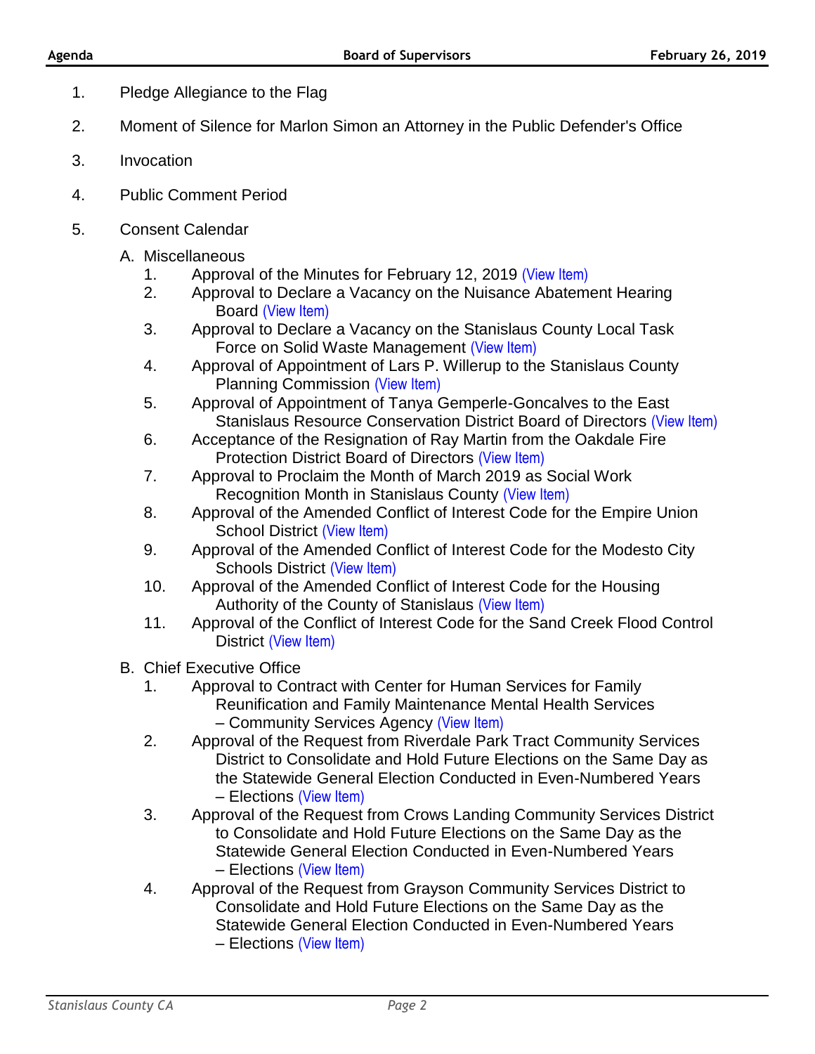1. Pledge Allegiance to the Flag
2. Moment of Silence for Marlon Simon an Attorney in the Public Defender's Office
3. Invocation
4. Public Comment Period
5. Consent Calendar

   A. Miscellaneous
      1. Approval of the Minutes for February 12, 2019 (View Item)
      2. Approval to Declare a Vacancy on the Nuisance Abatement Hearing Board (View Item)
      3. Approval to Declare a Vacancy on the Stanislaus County Local Task Force on Solid Waste Management (View Item)
      4. Approval of Appointment of Lars P. Willerup to the Stanislaus County Planning Commission (View Item)
      5. Approval of Appointment of Tanya Gemperle-Goncalves to the East Stanislaus Resource Conservation District Board of Directors (View Item)
      6. Acceptance of the Resignation of Ray Martin from the Oakdale Fire Protection District Board of Directors (View Item)
      7. Approval to Proclaim the Month of March 2019 as Social Work Recognition Month in Stanislaus County (View Item)
      8. Approval of the Amended Conflict of Interest Code for the Empire Union School District (View Item)
      9. Approval of the Amended Conflict of Interest Code for the Modesto City Schools District (View Item)
      10. Approval of the Amended Conflict of Interest Code for the Housing Authority of the County of Stanislaus (View Item)
      11. Approval of the Conflict of Interest Code for the Sand Creek Flood Control District (View Item)

   B. Chief Executive Office
      1. Approval to Contract with Center for Human Services for Family Reunification and Family Maintenance Mental Health Services – Community Services Agency (View Item)
      2. Approval of the Request from Riverdale Park Tract Community Services District to Consolidate and Hold Future Elections on the Same Day as the Statewide General Election Conducted in Even-Numbered Years – Elections (View Item)
      3. Approval of the Request from Crows Landing Community Services District to Consolidate and Hold Future Elections on the Same Day as the Statewide General Election Conducted in Even-Numbered Years – Elections (View Item)
      4. Approval of the Request from Grayson Community Services District to Consolidate and Hold Future Elections on the Same Day as the Statewide General Election Conducted in Even-Numbered Years – Elections (View Item)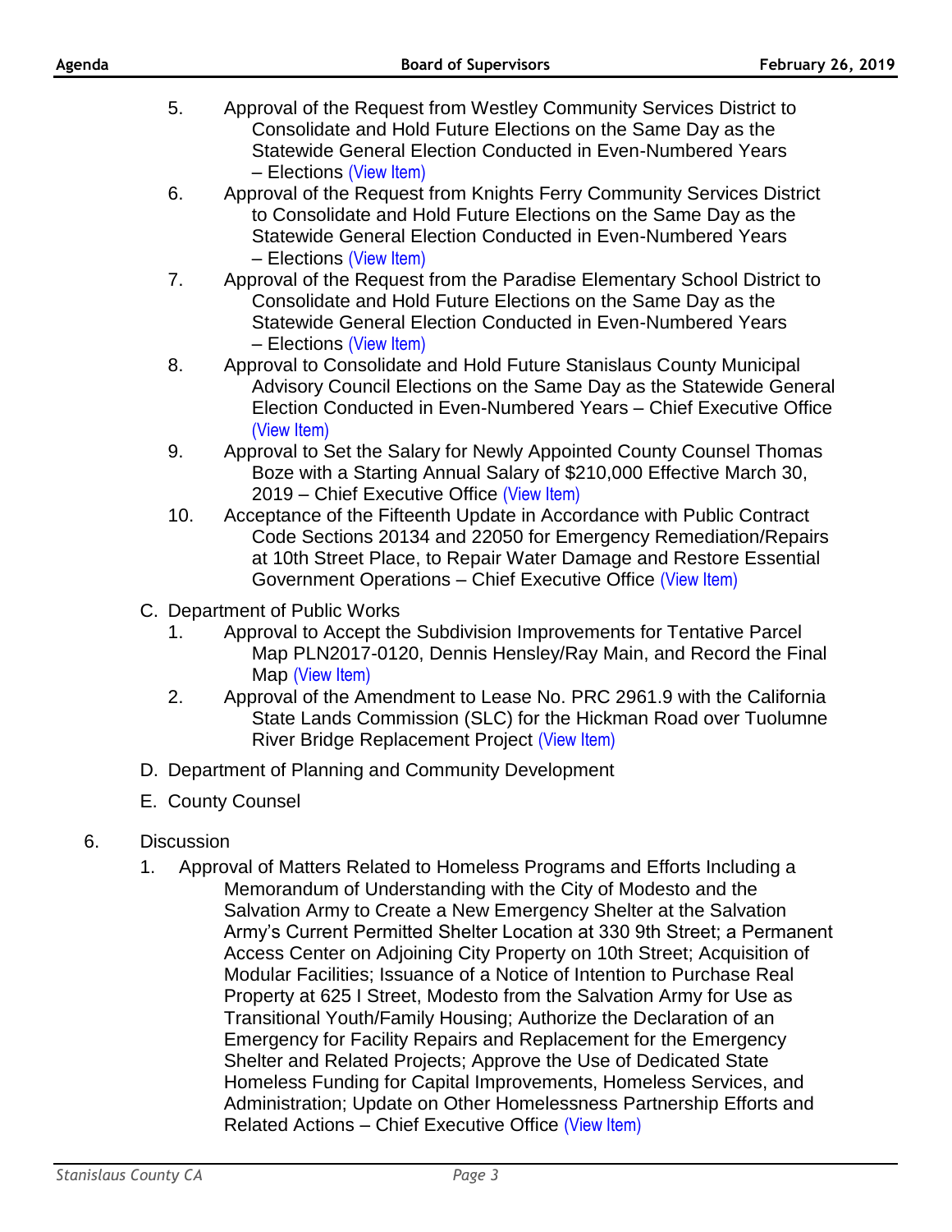5. Approval of the Request from Westley Community Services District to Consolidate and Hold Future Elections on the Same Day as the Statewide General Election Conducted in Even-Numbered Years – Elections (View Item)
6. Approval of the Request from Knights Ferry Community Services District to Consolidate and Hold Future Elections on the Same Day as the Statewide General Election Conducted in Even-Numbered Years – Elections (View Item)
7. Approval of the Request from the Paradise Elementary School District to Consolidate and Hold Future Elections on the Same Day as the Statewide General Election Conducted in Even-Numbered Years – Elections (View Item)
8. Approval to Consolidate and Hold Future Stanislaus County Municipal Advisory Council Elections on the Same Day as the Statewide General Election Conducted in Even-Numbered Years – Chief Executive Office (View Item)
9. Approval to Set the Salary for Newly Appointed County Counsel Thomas Boze with a Starting Annual Salary of $210,000 Effective March 30, 2019 – Chief Executive Office (View Item)
10. Acceptance of the Fifteenth Update in Accordance with Public Contract Code Sections 20134 and 22050 for Emergency Remediation/Repairs at 10th Street Place, to Repair Water Damage and Restore Essential Government Operations – Chief Executive Office (View Item)

C. Department of Public Works

1. Approval to Accept the Subdivision Improvements for Tentative Parcel Map PLN2017-0120, Dennis Hensley/Ray Main, and Record the Final Map (View Item)
2. Approval of the Amendment to Lease No. PRC 2961.9 with the California State Lands Commission (SLC) for the Hickman Road over Tuolumne River Bridge Replacement Project (View Item)

D. Department of Planning and Community Development

E. County Counsel

6. Discussion

1. Approval of Matters Related to Homeless Programs and Efforts Including a Memorandum of Understanding with the City of Modesto and the Salvation Army to Create a New Emergency Shelter at the Salvation Army's Current Permitted Shelter Location at 330 9th Street; a Permanent Access Center on Adjoining City Property on 10th Street; Acquisition of Modular Facilities; Issuance of a Notice of Intention to Purchase Real Property at 625 I Street, Modesto from the Salvation Army for Use as Transitional Youth/Family Housing; Authorize the Declaration of an Emergency for Facility Repairs and Replacement for the Emergency Shelter and Related Projects; Approve the Use of Dedicated State Homeless Funding for Capital Improvements, Homeless Services, and Administration; Update on Other Homelessness Partnership Efforts and Related Actions – Chief Executive Office (View Item)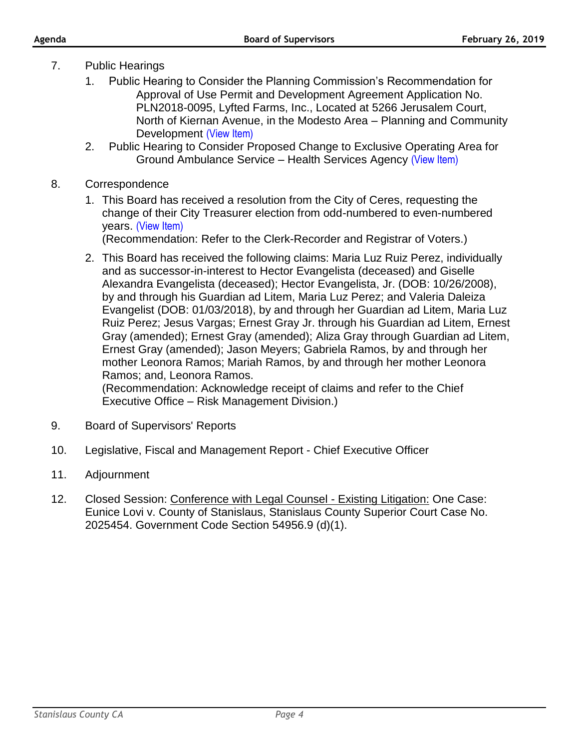7. Public Hearings
   1. Public Hearing to Consider the Planning Commission's Recommendation for Approval of Use Permit and Development Agreement Application No. PLN2018-0095, Lyfted Farms, Inc., Located at 5266 Jerusalem Court, North of Kiernan Avenue, in the Modesto Area – Planning and Community Development (View Item)
   2. Public Hearing to Consider Proposed Change to Exclusive Operating Area for Ground Ambulance Service – Health Services Agency (View Item)

8. Correspondence
   1. This Board has received a resolution from the City of Ceres, requesting the change of their City Treasurer election from odd-numbered to even-numbered years. (View Item)
      (Recommendation: Refer to the Clerk-Recorder and Registrar of Voters.)
   2. This Board has received the following claims: Maria Luz Ruiz Perez, individually and as successor-in-interest to Hector Evangelista (deceased) and Giselle Alexandra Evangelista (deceased); Hector Evangelista, Jr. (DOB: 10/26/2008), by and through his Guardian ad Litem, Maria Luz Perez; and Valeria Daleiza Evangelist (DOB: 01/03/2018), by and through her Guardian ad Litem, Maria Luz Ruiz Perez; Jesus Vargas; Ernest Gray Jr. through his Guardian ad Litem, Ernest Gray (amended); Ernest Gray (amended); Aliza Gray through Guardian ad Litem, Ernest Gray (amended); Jason Meyers; Gabriela Ramos, by and through her mother Leonora Ramos; Mariah Ramos, by and through her mother Leonora Ramos; and, Leonora Ramos.
      (Recommendation: Acknowledge receipt of claims and refer to the Chief Executive Office – Risk Management Division.)

9. Board of Supervisors' Reports

10. Legislative, Fiscal and Management Report - Chief Executive Officer

11. Adjournment

12. Closed Session: <u>Conference with Legal Counsel - Existing Litigation:</u> One Case: Eunice Lovi v. County of Stanislaus, Stanislaus County Superior Court Case No. 2025454. Government Code Section 54956.9 (d)(1).